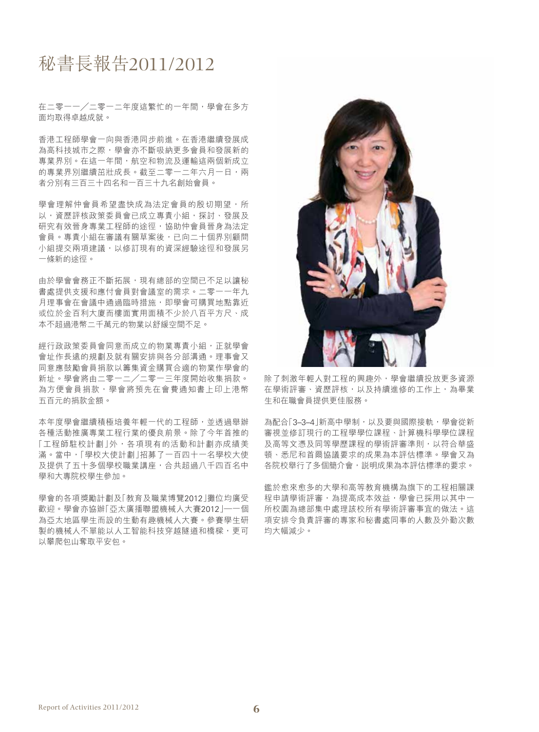# 秘書長報告2011/2012

在二零一一／二零一二年度這繁忙的一年間，學會在多方面均取得卓越成就。

香港工程師學會一向與香港同步前進。在香港繼續發展成為高科技城市之際，學會亦不斷吸納更多會員和發展新的專業界別。在這一年間，航空和物流及運輸這兩個新成立的專業界別繼續茁壯成長。截至二零一二年六月一日，兩者分別有三百三十四名和一百三十九名創始會員。

學會理解仲會員希望盡快成為法定會員的殷切期望，所以，資歷評核政策委員會已成立專責小組，探討、發展及研究有效晉身專業工程師的途徑，協助仲會員晉身為法定會員。專責小組在審議有關草案後，已向二十個界別顧問小組提交兩項建議，以修訂現有的資深經驗途徑和發展另一條新的途徑。

由於學會會務正不斷拓展，現有總部的空間已不足以讓秘書處提供支援和應付會員對會議室的需求。二零一一年九月理事會在會議中通過臨時措施，即學會可購買地點靠近或位於金百利大廈而樓面實用面積不少於八百平方尺、成本不超過港幣二千萬元的物業以舒緩空間不足。

經行政政策委員會同意而成立的物業專責小組，正就學會會址作長遠的規劃及就有關安排與各分部溝通。理事會又同意應鼓勵會員捐款以籌集資金購買合適的物業作學會的新址。學會將由二零一二／二零一三年度開始收集捐款。為方便會員捐款，學會將預先在會費通知書上印上港幣五百元的捐款金額。

本年度學會繼續積極培養年輕一代的工程師，並透過舉辦各種活動推廣專業工程行業的優良前景。除了今年首推的「工程師駐校計劃」外，各項現有的活動和計劃亦成績美滿。當中，「學校大使計劃」招募了一百四十一名學校大使及提供了五十多個學校職業講座，合共超過八千四百名中學和大專院校學生參加。

學會的各項獎勵計劃及「教育及職業博覽2012」攤位均廣受歡迎。學會亦協辦「亞太廣播聯盟機械人大賽2012」—一個為亞太地區學生而設的生動有趣機械人大賽。參賽學生研製的機械人不單能以人工智能科技穿越隧道和橋樑，更可以攀爬包山奪取平安包。

除了刺激年輕人對工程的興趣外，學會繼續投放更多資源在學術評審、資歷評核，以及持續進修的工作上，為畢業生和在職會員提供更佳服務。

為配合「3–3–4」新高中學制，以及要與國際接軌，學會從新審視並修訂現行的工程學學位課程、計算機科學學位課程及高等文憑及同等學歷課程的學術評審準則，以符合華盛頓、悉尼和首爾協議要求的成果為本評估標準。學會又為各院校舉行了多個簡介會，說明成果為本評估標準的要求。

鑑於愈來愈多的大學和高等教育機構為旗下的工程相關課程申請學術評審，為提高成本效益，學會已採用以其中一所校園為總部集中處理該校所有學術評審事宜的做法。這項安排令負責評審的專家和秘書處同事的人數及外勤次數均大幅減少。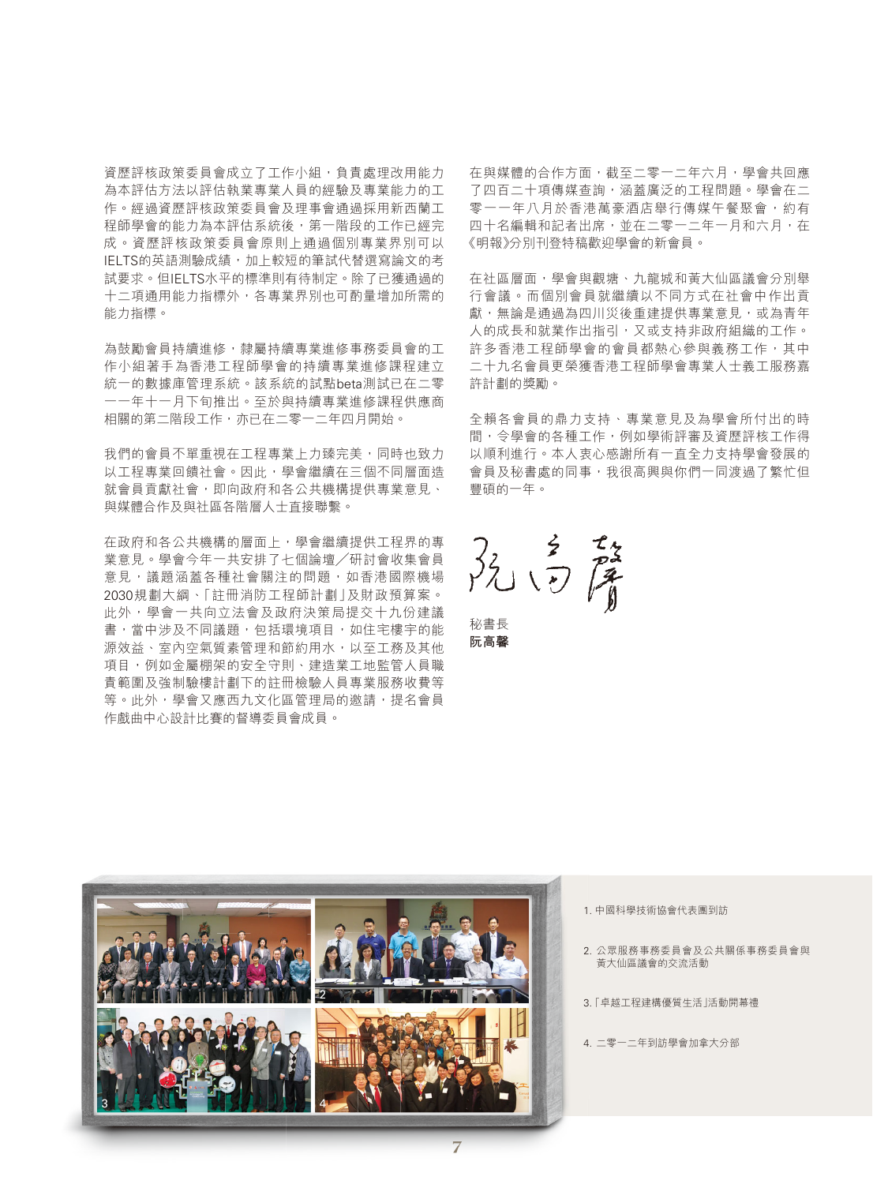資歷評核政策委員會成立了工作小組，負責處理改用能力為本評估方法以評估執業專業人員的經驗及專業能力的工作。經過資歷評核政策委員會及理事會通過採用新西蘭工程師學會的能力為本評估系統後，第一階段的工作已經完成。資歷評核委員會原則上通過個別專業界別可以IELTS的英語測驗成績，加上較短的筆試代替選寫論文的考試要求。但IELTS水平的標準則有待制定。除了已獲通過的十二項通用能力指標外，各專業界別也可酌量增加所需的能力指標。

為鼓勵會員持續進修，隸屬持續專業進修事務委員會的工作小組著手為香港工程師學會的持續專業進修課程建立統一的數據庫管理系統。該系統的試點beta測試已在二零一一年十一月下旬推出。至於與持續專業進修課程供應商相關的第二階段工作，亦已在二零一二年四月開始。

我們的會員不單重視在工程專業上力臻完美，同時也致力以工程專業回饋社會。因此，學會繼續在三個不同層面造就會員貢獻社會，即向政府和各公共機構提供專業意見、與媒體合作及與社區各階層人士直接聯繫。

在政府和各公共機構的層面上，學會繼續提供工程界的專業意見。學會今年一共安排了七個論壇／研討會收集會員意見，議題涵蓋各種社會關注的問題，如香港國際機場2030規劃大綱、「註冊消防工程師計劃」及財政預算案。此外，學會一共向立法會及政府決策局提交十九份建議書，當中涉及不同議題，包括環境項目，如住宅樓宇的能源效益、室內空氣質素管理和節約用水，以至工務及其他項目，例如金屬棚架的安全守則、建造業工地監管人員職責範圍及強制驗樓計劃下的註冊檢驗人員專業服務收費等等。此外，學會又應西九文化區管理局的邀請，提名會員作戲曲中心設計比賽的督導委員會成員。

在與媒體的合作方面，截至二零一二年六月，學會共回應了四百二十項傳媒查詢，涵蓋廣泛的工程問題。學會在二零一一年八月於香港萬豪酒店舉行傳媒午餐聚會，約有四十名編輯和記者出席，並在二零一二年一月和六月，在《明報》分別刊登特稿歡迎學會的新會員。

在社區層面，學會與觀塘、九龍城和黃大仙區議會分別舉行會議。而個別會員就繼續以不同方式在社會中作出貢獻，無論是通過為四川災後重建提供專業意見，或為青年人的成長和就業作出指引，又或支持非政府組織的工作。許多香港工程師學會的會員都熱心參與義務工作，其中二十九名會員更榮獲香港工程師學會專業人士義工服務嘉許計劃的獎勵。

全賴各會員的鼎力支持、專業意見及為學會所付出的時間，令學會的各種工作，例如學術評審及資歷評核工作得以順利進行。本人衷心感謝所有一直全力支持學會發展的會員及秘書處的同事，我很高興與你們一同渡過了繁忙但豐碩的一年。

秘書長
**阮高馨**

1. 中國科學技術協會代表團到訪
2. 公眾服務事務委員會及公共關係事務委員會與黃大仙區議會的交流活動
3. 「卓越工程建構優質生活」活動開幕禮
4. 二零一二年到訪學會加拿大分部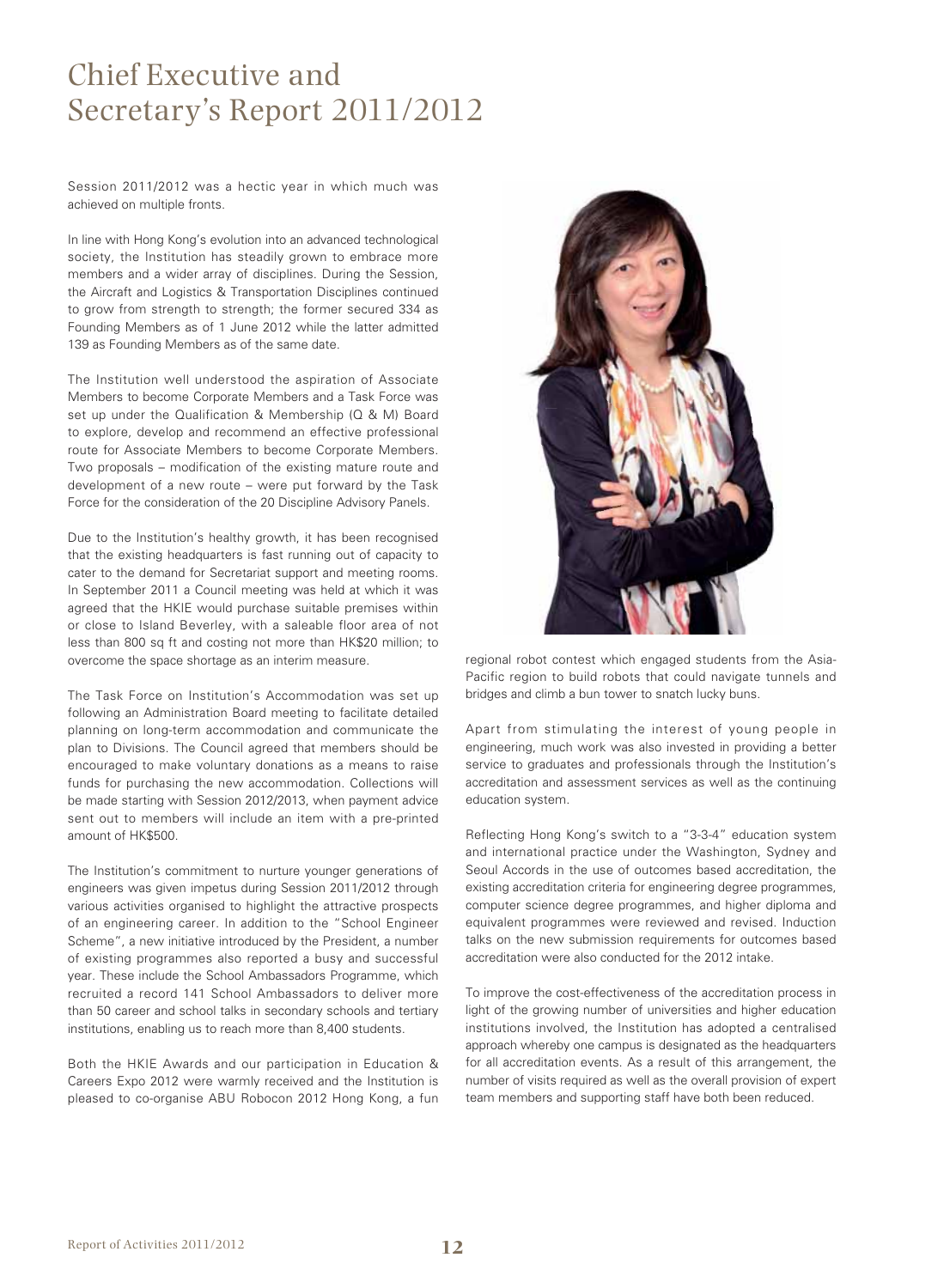# Chief Executive and Secretary's Report 2011/2012

Session 2011/2012 was a hectic year in which much was achieved on multiple fronts.

In line with Hong Kong's evolution into an advanced technological society, the Institution has steadily grown to embrace more members and a wider array of disciplines. During the Session, the Aircraft and Logistics & Transportation Disciplines continued to grow from strength to strength; the former secured 334 as Founding Members as of 1 June 2012 while the latter admitted 139 as Founding Members as of the same date.

The Institution well understood the aspiration of Associate Members to become Corporate Members and a Task Force was set up under the Qualification & Membership (Q & M) Board to explore, develop and recommend an effective professional route for Associate Members to become Corporate Members. Two proposals – modification of the existing mature route and development of a new route – were put forward by the Task Force for the consideration of the 20 Discipline Advisory Panels.

Due to the Institution's healthy growth, it has been recognised that the existing headquarters is fast running out of capacity to cater to the demand for Secretariat support and meeting rooms. In September 2011 a Council meeting was held at which it was agreed that the HKIE would purchase suitable premises within or close to Island Beverley, with a saleable floor area of not less than 800 sq ft and costing not more than HK$20 million; to overcome the space shortage as an interim measure.

The Task Force on Institution's Accommodation was set up following an Administration Board meeting to facilitate detailed planning on long-term accommodation and communicate the plan to Divisions. The Council agreed that members should be encouraged to make voluntary donations as a means to raise funds for purchasing the new accommodation. Collections will be made starting with Session 2012/2013, when payment advice sent out to members will include an item with a pre-printed amount of HK$500.

The Institution's commitment to nurture younger generations of engineers was given impetus during Session 2011/2012 through various activities organised to highlight the attractive prospects of an engineering career. In addition to the "School Engineer Scheme", a new initiative introduced by the President, a number of existing programmes also reported a busy and successful year. These include the School Ambassadors Programme, which recruited a record 141 School Ambassadors to deliver more than 50 career and school talks in secondary schools and tertiary institutions, enabling us to reach more than 8,400 students.

Both the HKIE Awards and our participation in Education & Careers Expo 2012 were warmly received and the Institution is pleased to co-organise ABU Robocon 2012 Hong Kong, a fun regional robot contest which engaged students from the Asia-Pacific region to build robots that could navigate tunnels and bridges and climb a bun tower to snatch lucky buns.

Apart from stimulating the interest of young people in engineering, much work was also invested in providing a better service to graduates and professionals through the Institution's accreditation and assessment services as well as the continuing education system.

Reflecting Hong Kong's switch to a "3-3-4" education system and international practice under the Washington, Sydney and Seoul Accords in the use of outcomes based accreditation, the existing accreditation criteria for engineering degree programmes, computer science degree programmes, and higher diploma and equivalent programmes were reviewed and revised. Induction talks on the new submission requirements for outcomes based accreditation were also conducted for the 2012 intake.

To improve the cost-effectiveness of the accreditation process in light of the growing number of universities and higher education institutions involved, the Institution has adopted a centralised approach whereby one campus is designated as the headquarters for all accreditation events. As a result of this arrangement, the number of visits required as well as the overall provision of expert team members and supporting staff have both been reduced.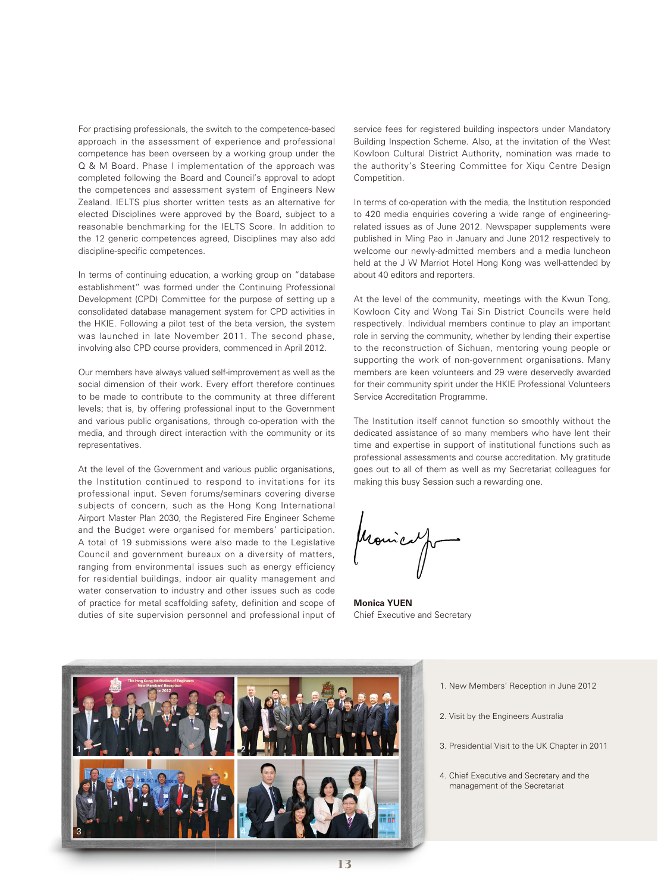For practising professionals, the switch to the competence-based approach in the assessment of experience and professional competence has been overseen by a working group under the Q & M Board. Phase I implementation of the approach was completed following the Board and Council's approval to adopt the competences and assessment system of Engineers New Zealand. IELTS plus shorter written tests as an alternative for elected Disciplines were approved by the Board, subject to a reasonable benchmarking for the IELTS Score. In addition to the 12 generic competences agreed, Disciplines may also add discipline-specific competences.

In terms of continuing education, a working group on "database establishment" was formed under the Continuing Professional Development (CPD) Committee for the purpose of setting up a consolidated database management system for CPD activities in the HKIE. Following a pilot test of the beta version, the system was launched in late November 2011. The second phase, involving also CPD course providers, commenced in April 2012.

Our members have always valued self-improvement as well as the social dimension of their work. Every effort therefore continues to be made to contribute to the community at three different levels; that is, by offering professional input to the Government and various public organisations, through co-operation with the media, and through direct interaction with the community or its representatives.

At the level of the Government and various public organisations, the Institution continued to respond to invitations for its professional input. Seven forums/seminars covering diverse subjects of concern, such as the Hong Kong International Airport Master Plan 2030, the Registered Fire Engineer Scheme and the Budget were organised for members' participation. A total of 19 submissions were also made to the Legislative Council and government bureaux on a diversity of matters, ranging from environmental issues such as energy efficiency for residential buildings, indoor air quality management and water conservation to industry and other issues such as code of practice for metal scaffolding safety, definition and scope of duties of site supervision personnel and professional input of service fees for registered building inspectors under Mandatory Building Inspection Scheme. Also, at the invitation of the West Kowloon Cultural District Authority, nomination was made to the authority's Steering Committee for Xiqu Centre Design Competition.

In terms of co-operation with the media, the Institution responded to 420 media enquiries covering a wide range of engineering-related issues as of June 2012. Newspaper supplements were published in Ming Pao in January and June 2012 respectively to welcome our newly-admitted members and a media luncheon held at the J W Marriot Hotel Hong Kong was well-attended by about 40 editors and reporters.

At the level of the community, meetings with the Kwun Tong, Kowloon City and Wong Tai Sin District Councils were held respectively. Individual members continue to play an important role in serving the community, whether by lending their expertise to the reconstruction of Sichuan, mentoring young people or supporting the work of non-government organisations. Many members are keen volunteers and 29 were deservedly awarded for their community spirit under the HKIE Professional Volunteers Service Accreditation Programme.

The Institution itself cannot function so smoothly without the dedicated assistance of so many members who have lent their time and expertise in support of institutional functions such as professional assessments and course accreditation. My gratitude goes out to all of them as well as my Secretariat colleagues for making this busy Session such a rewarding one.

**Monica YUEN**
Chief Executive and Secretary

1. New Members' Reception in June 2012
2. Visit by the Engineers Australia
3. Presidential Visit to the UK Chapter in 2011
4. Chief Executive and Secretary and the management of the Secretariat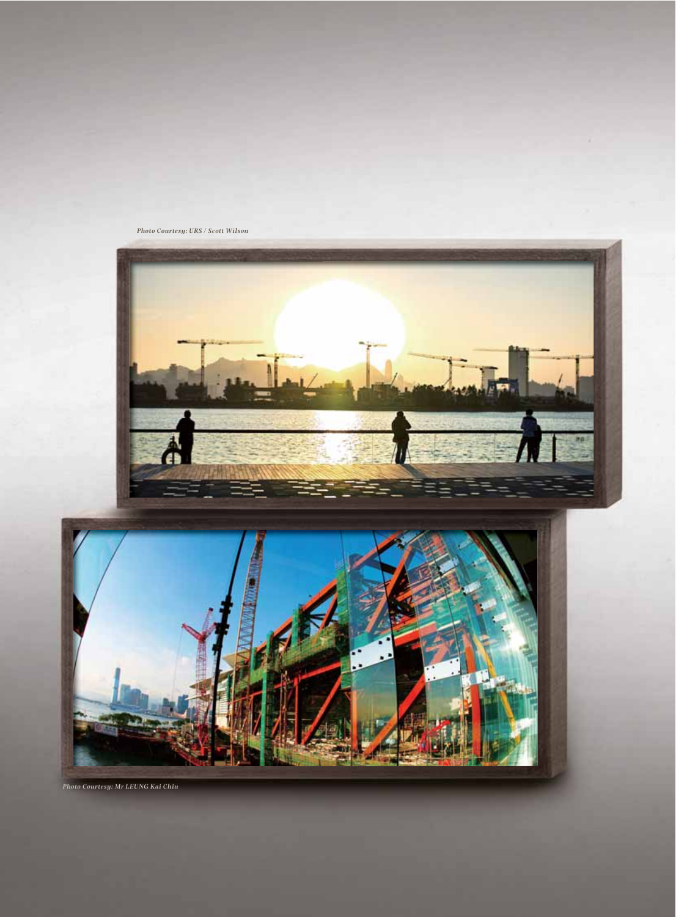*Photo Courtesy: URS / Scott Wilson*

*Photo Courtesy: Mr LEUNG Kai Chiu*